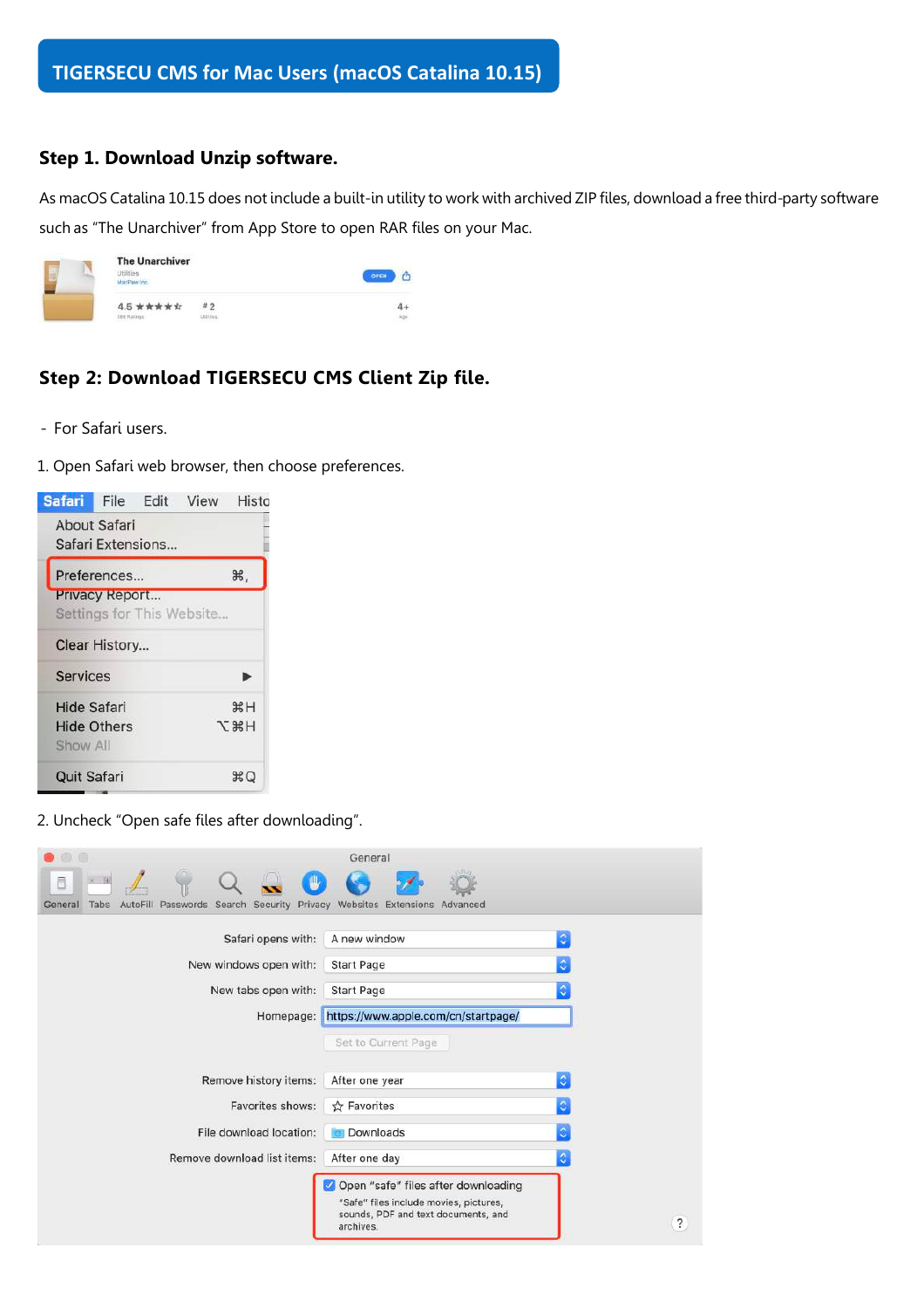# TIGERSECU CMS for Mac Users (macOS Catalina 10.15)

## Step 1. Download Unzip software.

As macOS Catalina 10.15 does not include a built-in utility to work with archived ZIP files, download a free third-party software such as “The Unarchiver” from App Store to open RAR files on your Mac.

## Step 2: Download TIGERSECU CMS Client Zip file.

- For Safari users.

1. Open Safari web browser, then choose preferences.

2. Uncheck “Open safe files after downloading”.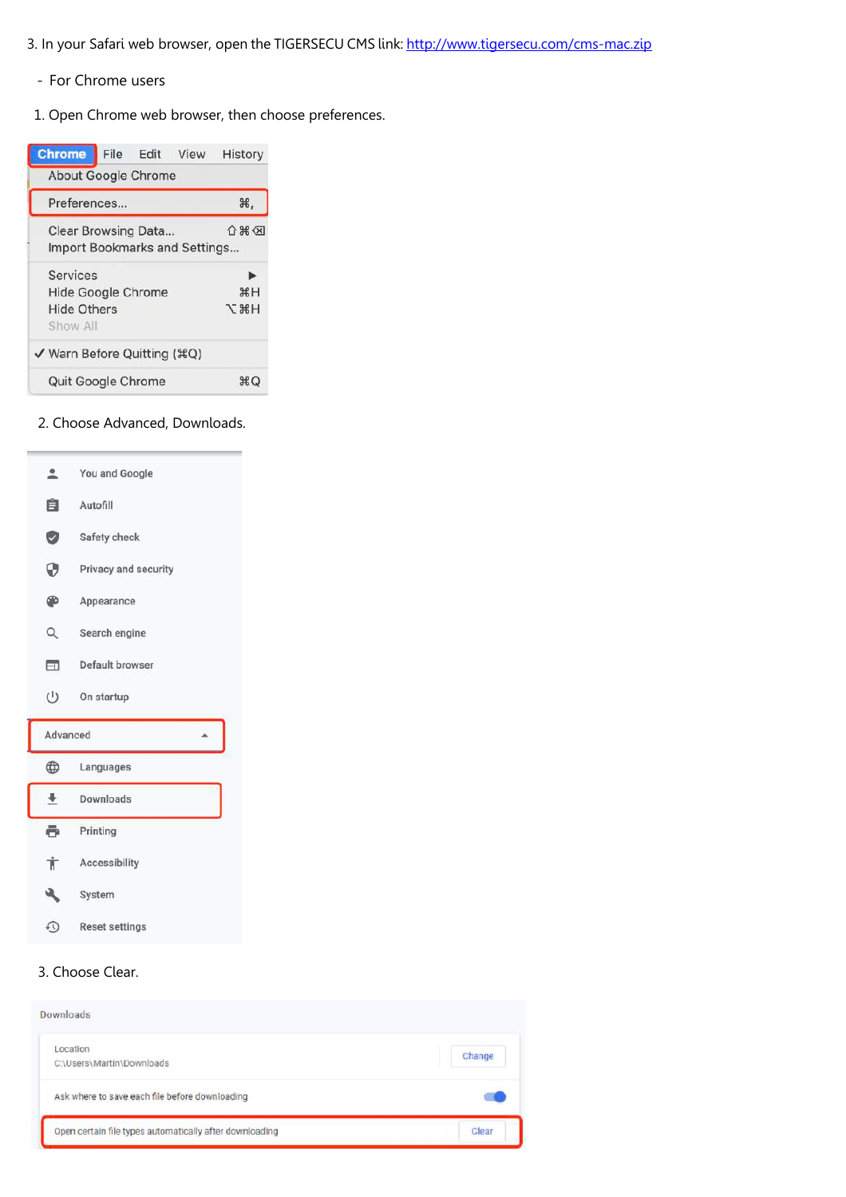3. In your Safari web browser, open the TIGERSECU CMS link: [http://www.tigersecu.com/cms-mac.zip](http://www.tigersecu.com/cms-mac.zip)

- For Chrome users

1. Open Chrome web browser, then choose preferences.

2. Choose Advanced, Downloads.

3. Choose Clear.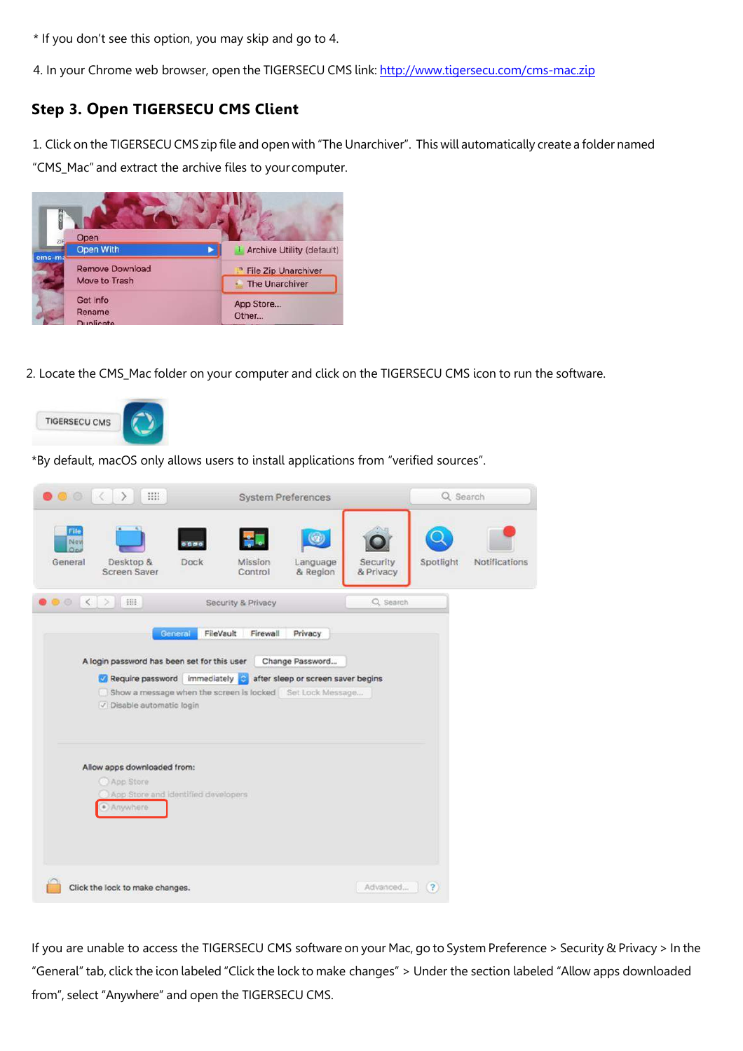* If you don't see this option, you may skip and go to 4.

4. In your Chrome web browser, open the TIGERSECU CMS link: [http://www.tigersecu.com/cms-mac.zip](http://www.tigersecu.com/cms-mac.zip)

### Step 3. Open TIGERSECU CMS Client

1. Click on the TIGERSECU CMS zip file and open with "The Unarchiver". This will automatically create a folder named "CMS_Mac" and extract the archive files to your computer.

2. Locate the CMS_Mac folder on your computer and click on the TIGERSECU CMS icon to run the software.

*By default, macOS only allows users to install applications from "verified sources".

If you are unable to access the TIGERSECU CMS software on your Mac, go to System Preference > Security & Privacy > In the "General" tab, click the icon labeled "Click the lock to make changes" > Under the section labeled "Allow apps downloaded from", select "Anywhere" and open the TIGERSECU CMS.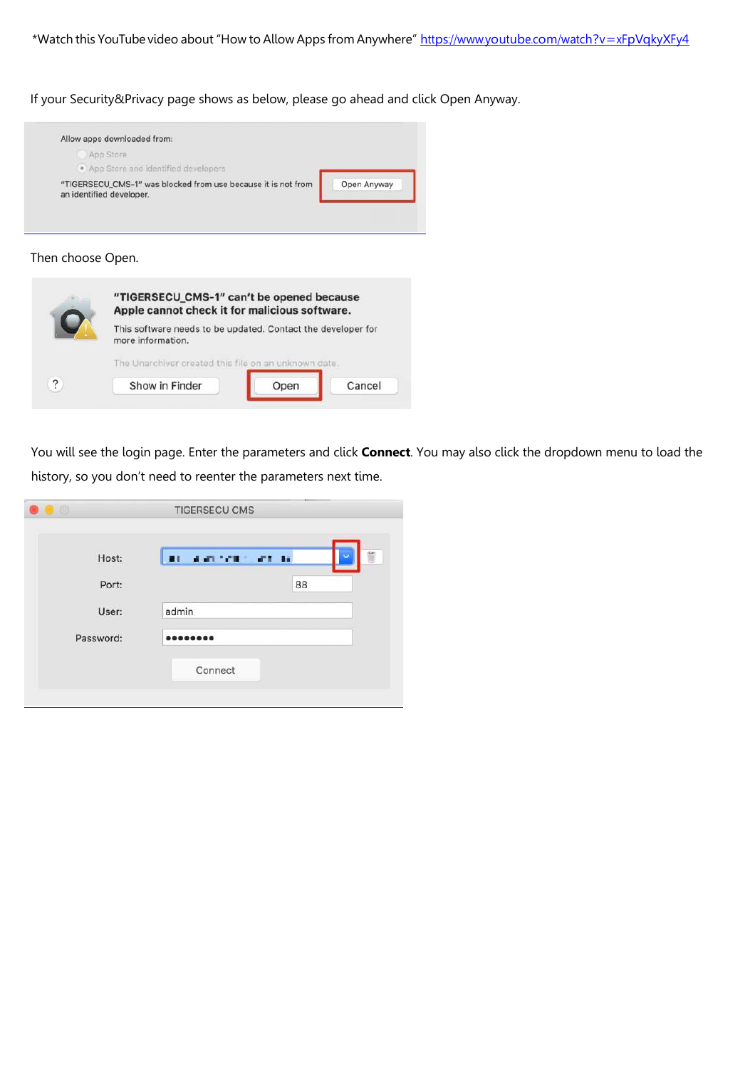*Watch this YouTube video about "How to Allow Apps from Anywhere" https://www.youtube.com/watch?v=xFpVqkyXFy4

If your Security&Privacy page shows as below, please go ahead and click Open Anyway.

Then choose Open.

You will see the login page. Enter the parameters and click **Connect**. You may also click the dropdown menu to load the history, so you don't need to reenter the parameters next time.